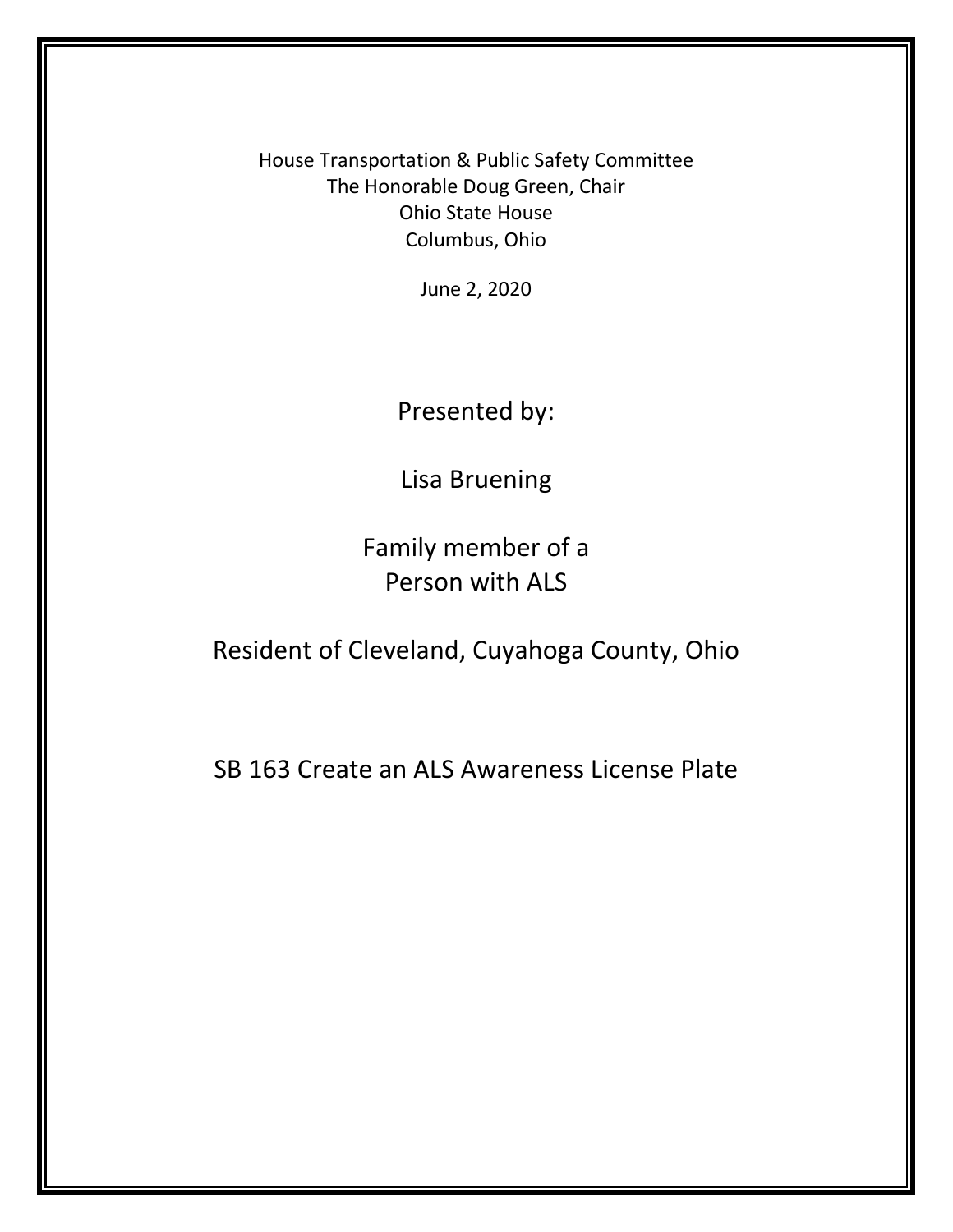House Transportation & Public Safety Committee
The Honorable Doug Green, Chair
Ohio State House
Columbus, Ohio

June 2, 2020

Presented by:

Lisa Bruening

Family member of a
Person with ALS

Resident of Cleveland, Cuyahoga County, Ohio

SB 163 Create an ALS Awareness License Plate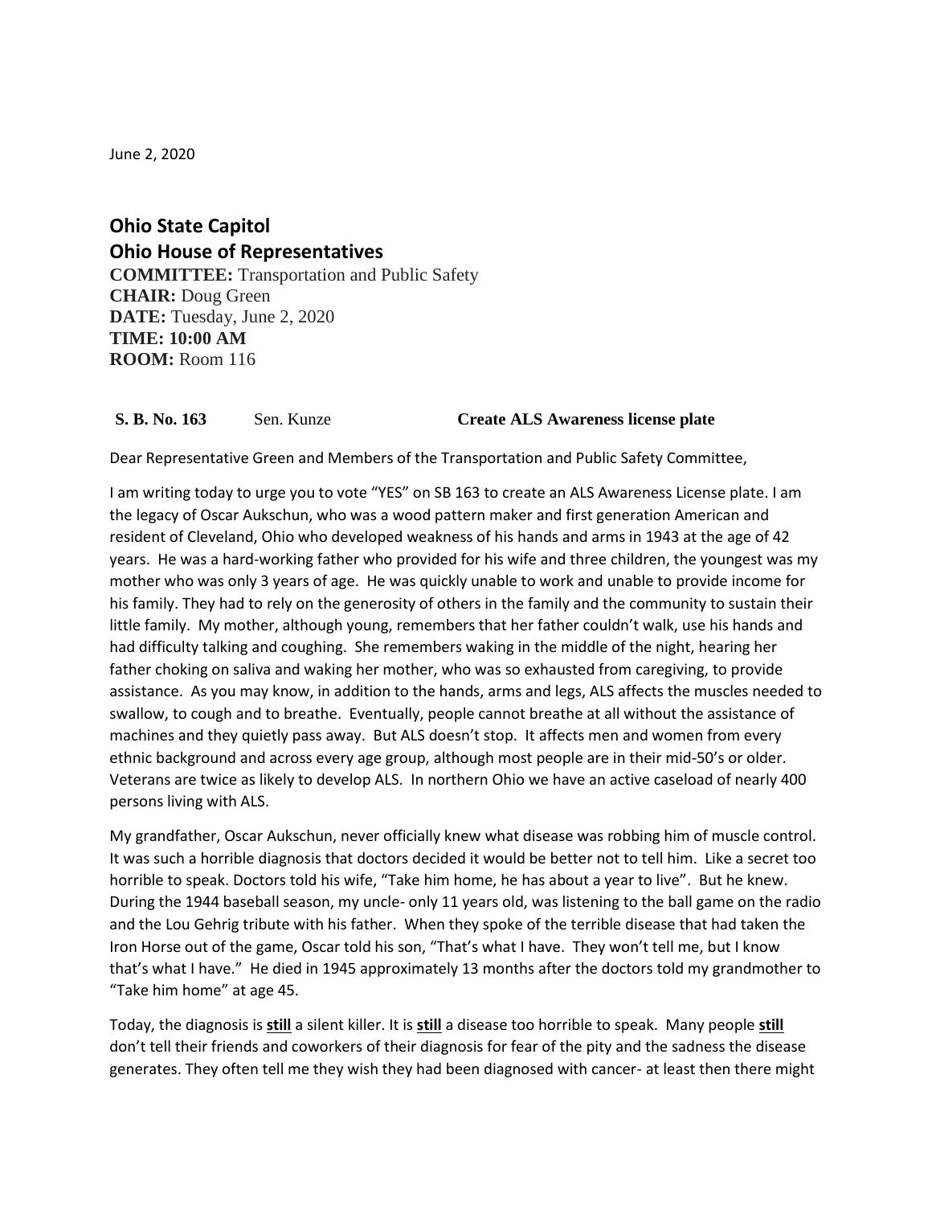June 2, 2020

## Ohio State Capitol
## Ohio House of Representatives

**COMMITTEE:** Transportation and Public Safety
**CHAIR:** Doug Green
**DATE:** Tuesday, June 2, 2020
**TIME: 10:00 AM**
**ROOM:** Room 116

**S. B. No. 163** Sen. Kunze **Create ALS Awareness license plate**

Dear Representative Green and Members of the Transportation and Public Safety Committee,

I am writing today to urge you to vote "YES" on SB 163 to create an ALS Awareness License plate. I am the legacy of Oscar Aukschun, who was a wood pattern maker and first generation American and resident of Cleveland, Ohio who developed weakness of his hands and arms in 1943 at the age of 42 years. He was a hard-working father who provided for his wife and three children, the youngest was my mother who was only 3 years of age. He was quickly unable to work and unable to provide income for his family. They had to rely on the generosity of others in the family and the community to sustain their little family. My mother, although young, remembers that her father couldn't walk, use his hands and had difficulty talking and coughing. She remembers waking in the middle of the night, hearing her father choking on saliva and waking her mother, who was so exhausted from caregiving, to provide assistance. As you may know, in addition to the hands, arms and legs, ALS affects the muscles needed to swallow, to cough and to breathe. Eventually, people cannot breathe at all without the assistance of machines and they quietly pass away. But ALS doesn't stop. It affects men and women from every ethnic background and across every age group, although most people are in their mid-50's or older. Veterans are twice as likely to develop ALS. In northern Ohio we have an active caseload of nearly 400 persons living with ALS.

My grandfather, Oscar Aukschun, never officially knew what disease was robbing him of muscle control. It was such a horrible diagnosis that doctors decided it would be better not to tell him. Like a secret too horrible to speak. Doctors told his wife, "Take him home, he has about a year to live". But he knew. During the 1944 baseball season, my uncle- only 11 years old, was listening to the ball game on the radio and the Lou Gehrig tribute with his father. When they spoke of the terrible disease that had taken the Iron Horse out of the game, Oscar told his son, "That's what I have. They won't tell me, but I know that's what I have." He died in 1945 approximately 13 months after the doctors told my grandmother to "Take him home" at age 45.

Today, the diagnosis is <u>**still**</u> a silent killer. It is <u>**still**</u> a disease too horrible to speak. Many people <u>**still**</u> don't tell their friends and coworkers of their diagnosis for fear of the pity and the sadness the disease generates. They often tell me they wish they had been diagnosed with cancer- at least then there might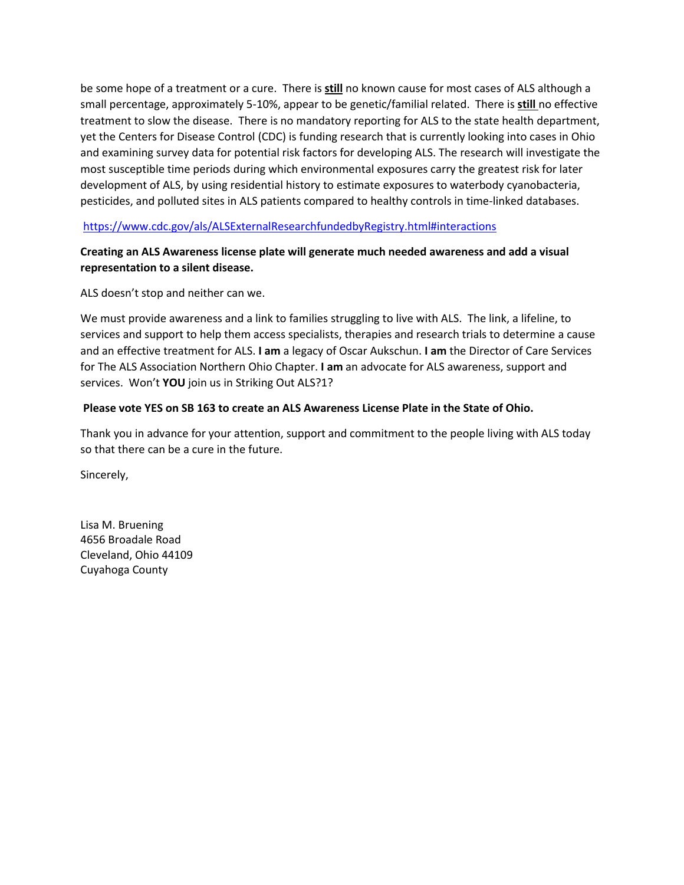be some hope of a treatment or a cure. There is **still** no known cause for most cases of ALS although a small percentage, approximately 5-10%, appear to be genetic/familial related. There is **still** no effective treatment to slow the disease. There is no mandatory reporting for ALS to the state health department, yet the Centers for Disease Control (CDC) is funding research that is currently looking into cases in Ohio and examining survey data for potential risk factors for developing ALS. The research will investigate the most susceptible time periods during which environmental exposures carry the greatest risk for later development of ALS, by using residential history to estimate exposures to waterbody cyanobacteria, pesticides, and polluted sites in ALS patients compared to healthy controls in time-linked databases.

https://www.cdc.gov/als/ALSExternalResearchfundedbyRegistry.html#interactions

**Creating an ALS Awareness license plate will generate much needed awareness and add a visual representation to a silent disease.**

ALS doesn't stop and neither can we.

We must provide awareness and a link to families struggling to live with ALS. The link, a lifeline, to services and support to help them access specialists, therapies and research trials to determine a cause and an effective treatment for ALS. **I am** a legacy of Oscar Aukschun. **I am** the Director of Care Services for The ALS Association Northern Ohio Chapter. **I am** an advocate for ALS awareness, support and services. Won't **YOU** join us in Striking Out ALS?1?

**Please vote YES on SB 163 to create an ALS Awareness License Plate in the State of Ohio.**

Thank you in advance for your attention, support and commitment to the people living with ALS today so that there can be a cure in the future.

Sincerely,

Lisa M. Bruening
4656 Broadale Road
Cleveland, Ohio 44109
Cuyahoga County